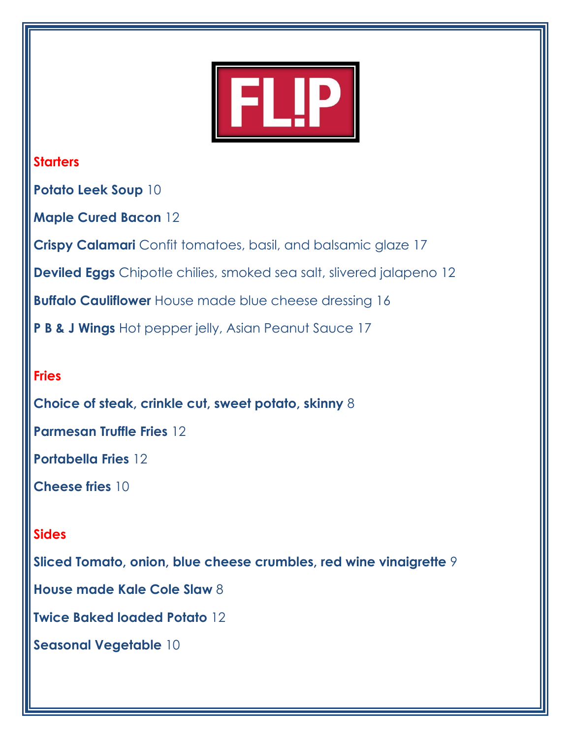# FL!P

## Starters

**Potato Leek Soup** 10

**Maple Cured Bacon** 12

**Crispy Calamari** Confit tomatoes, basil, and balsamic glaze 17

**Deviled Eggs** Chipotle chilies, smoked sea salt, slivered jalapeno 12

**Buffalo Cauliflower** House made blue cheese dressing 16

**P B & J Wings** Hot pepper jelly, Asian Peanut Sauce 17

## Fries

**Choice of steak, crinkle cut, sweet potato, skinny** 8

**Parmesan Truffle Fries** 12

**Portabella Fries** 12

**Cheese fries** 10

## Sides

**Sliced Tomato, onion, blue cheese crumbles, red wine vinaigrette** 9

**House made Kale Cole Slaw** 8

**Twice Baked loaded Potato** 12

**Seasonal Vegetable** 10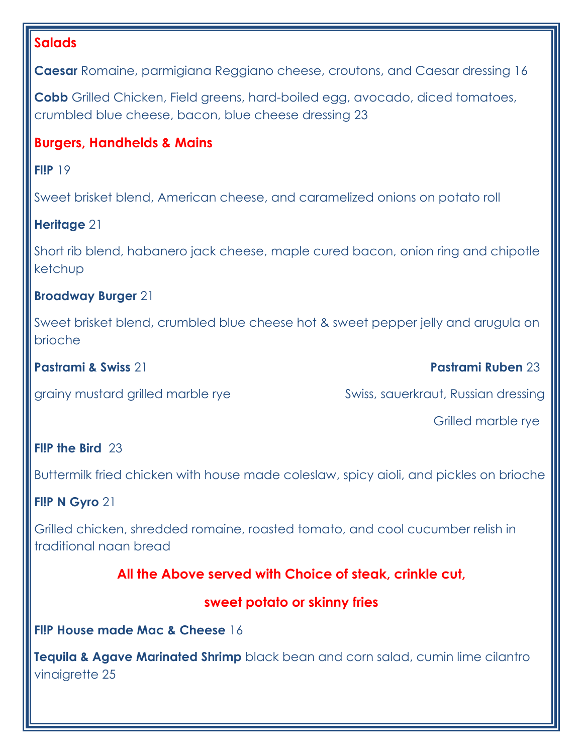## Salads

**Caesar** Romaine, parmigiana Reggiano cheese, croutons, and Caesar dressing 16

**Cobb** Grilled Chicken, Field greens, hard-boiled egg, avocado, diced tomatoes, crumbled blue cheese, bacon, blue cheese dressing 23

## Burgers, Handhelds & Mains

**Fl!P** 19

Sweet brisket blend, American cheese, and caramelized onions on potato roll

**Heritage** 21

Short rib blend, habanero jack cheese, maple cured bacon, onion ring and chipotle ketchup

**Broadway Burger** 21

Sweet brisket blend, crumbled blue cheese hot & sweet pepper jelly and arugula on brioche

**Pastrami & Swiss** 21

grainy mustard grilled marble rye

**Pastrami Ruben** 23

Swiss, sauerkraut, Russian dressing

Grilled marble rye

**Fl!P the Bird** 23

Buttermilk fried chicken with house made coleslaw, spicy aioli, and pickles on brioche

**Fl!P N Gyro** 21

Grilled chicken, shredded romaine, roasted tomato, and cool cucumber relish in traditional naan bread

**All the Above served with Choice of steak, crinkle cut,**

**sweet potato or skinny fries**

**Fl!P House made Mac & Cheese** 16

**Tequila & Agave Marinated Shrimp** black bean and corn salad, cumin lime cilantro vinaigrette 25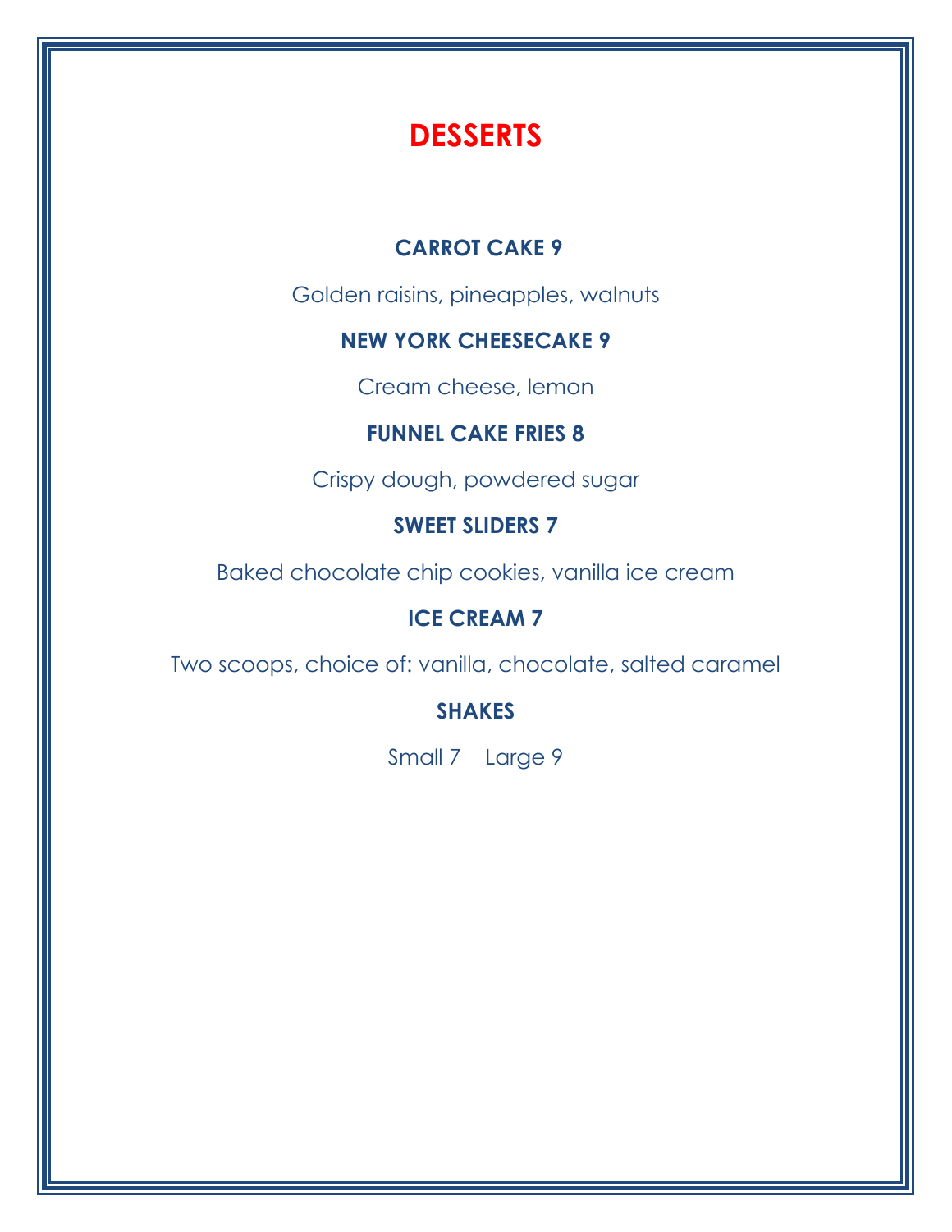# DESSERTS

### CARROT CAKE 9

Golden raisins, pineapples, walnuts

### NEW YORK CHEESECAKE 9

Cream cheese, lemon

### FUNNEL CAKE FRIES 8

Crispy dough, powdered sugar

### SWEET SLIDERS 7

Baked chocolate chip cookies, vanilla ice cream

### ICE CREAM 7

Two scoops, choice of: vanilla, chocolate, salted caramel

### SHAKES

Small 7    Large 9